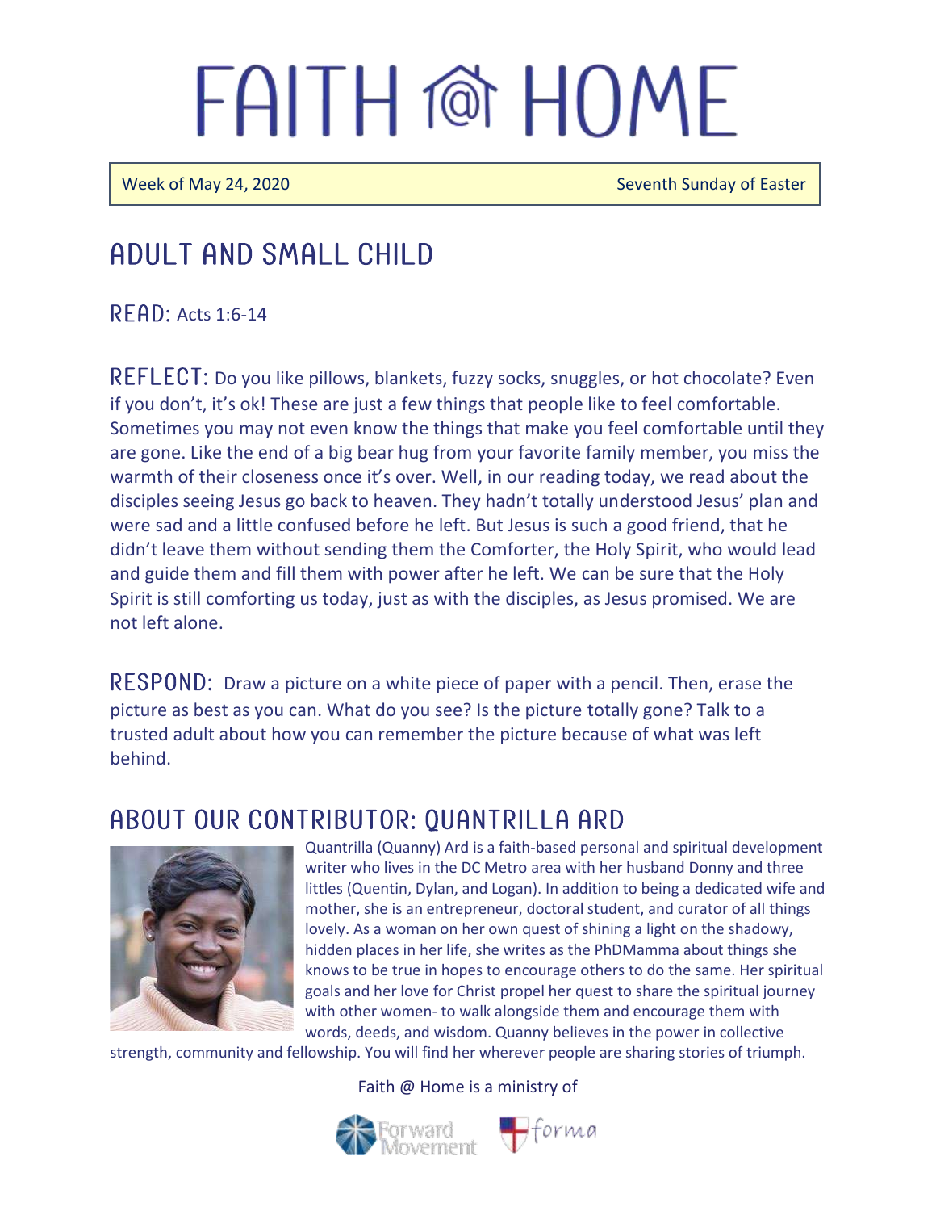# FAITH @ HOME

Week of May 24, 2020 Seventh Sunday of Easter

## ADULT AND SMALL CHILD

**READ:** Acts 1:6-14

**REFLECT:** Do you like pillows, blankets, fuzzy socks, snuggles, or hot chocolate? Even if you don't, it's ok! These are just a few things that people like to feel comfortable. Sometimes you may not even know the things that make you feel comfortable until they are gone. Like the end of a big bear hug from your favorite family member, you miss the warmth of their closeness once it's over. Well, in our reading today, we read about the disciples seeing Jesus go back to heaven. They hadn't totally understood Jesus' plan and were sad and a little confused before he left. But Jesus is such a good friend, that he didn't leave them without sending them the Comforter, the Holy Spirit, who would lead and guide them and fill them with power after he left. We can be sure that the Holy Spirit is still comforting us today, just as with the disciples, as Jesus promised. We are not left alone.

**RESPOND:** Draw a picture on a white piece of paper with a pencil. Then, erase the picture as best as you can. What do you see? Is the picture totally gone? Talk to a trusted adult about how you can remember the picture because of what was left behind.

## ABOUT OUR CONTRIBUTOR: QUANTRILLA ARD

Quantrilla (Quanny) Ard is a faith-based personal and spiritual development writer who lives in the DC Metro area with her husband Donny and three littles (Quentin, Dylan, and Logan). In addition to being a dedicated wife and mother, she is an entrepreneur, doctoral student, and curator of all things lovely. As a woman on her own quest of shining a light on the shadowy, hidden places in her life, she writes as the PhDMamma about things she knows to be true in hopes to encourage others to do the same. Her spiritual goals and her love for Christ propel her quest to share the spiritual journey with other women- to walk alongside them and encourage them with words, deeds, and wisdom. Quanny believes in the power in collective strength, community and fellowship. You will find her wherever people are sharing stories of triumph.

Faith @ Home is a ministry of

Forward Movement forma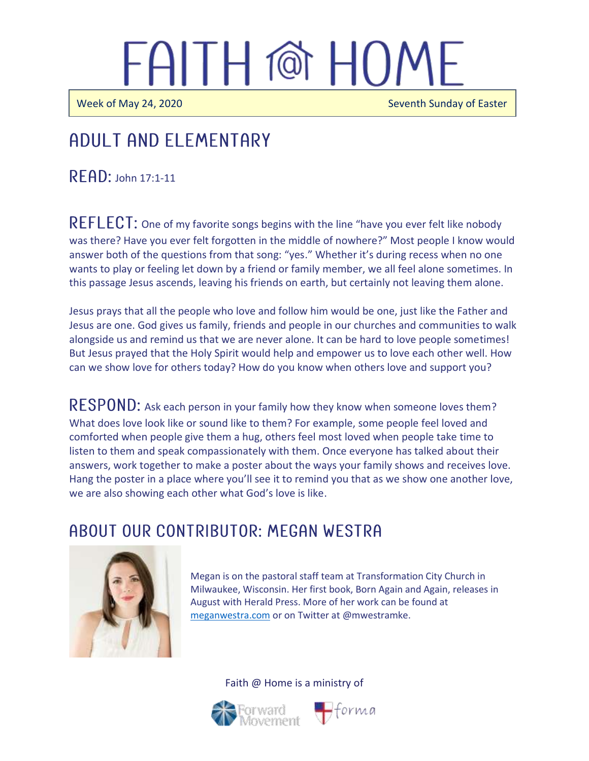# FAITH @ HOME

Week of May 24, 2020 Seventh Sunday of Easter

## ADULT AND ELEMENTARY

**READ:** John 17:1-11

**REFLECT:** One of my favorite songs begins with the line "have you ever felt like nobody was there? Have you ever felt forgotten in the middle of nowhere?" Most people I know would answer both of the questions from that song: "yes." Whether it's during recess when no one wants to play or feeling let down by a friend or family member, we all feel alone sometimes. In this passage Jesus ascends, leaving his friends on earth, but certainly not leaving them alone.

Jesus prays that all the people who love and follow him would be one, just like the Father and Jesus are one. God gives us family, friends and people in our churches and communities to walk alongside us and remind us that we are never alone. It can be hard to love people sometimes! But Jesus prayed that the Holy Spirit would help and empower us to love each other well. How can we show love for others today? How do you know when others love and support you?

**RESPOND:** Ask each person in your family how they know when someone loves them? What does love look like or sound like to them? For example, some people feel loved and comforted when people give them a hug, others feel most loved when people take time to listen to them and speak compassionately with them. Once everyone has talked about their answers, work together to make a poster about the ways your family shows and receives love. Hang the poster in a place where you'll see it to remind you that as we show one another love, we are also showing each other what God's love is like.

## ABOUT OUR CONTRIBUTOR: MEGAN WESTRA

Megan is on the pastoral staff team at Transformation City Church in Milwaukee, Wisconsin. Her first book, Born Again and Again, releases in August with Herald Press. More of her work can be found at meganwestra.com or on Twitter at @mwestramke.

Faith @ Home is a ministry of

Forward Movement forma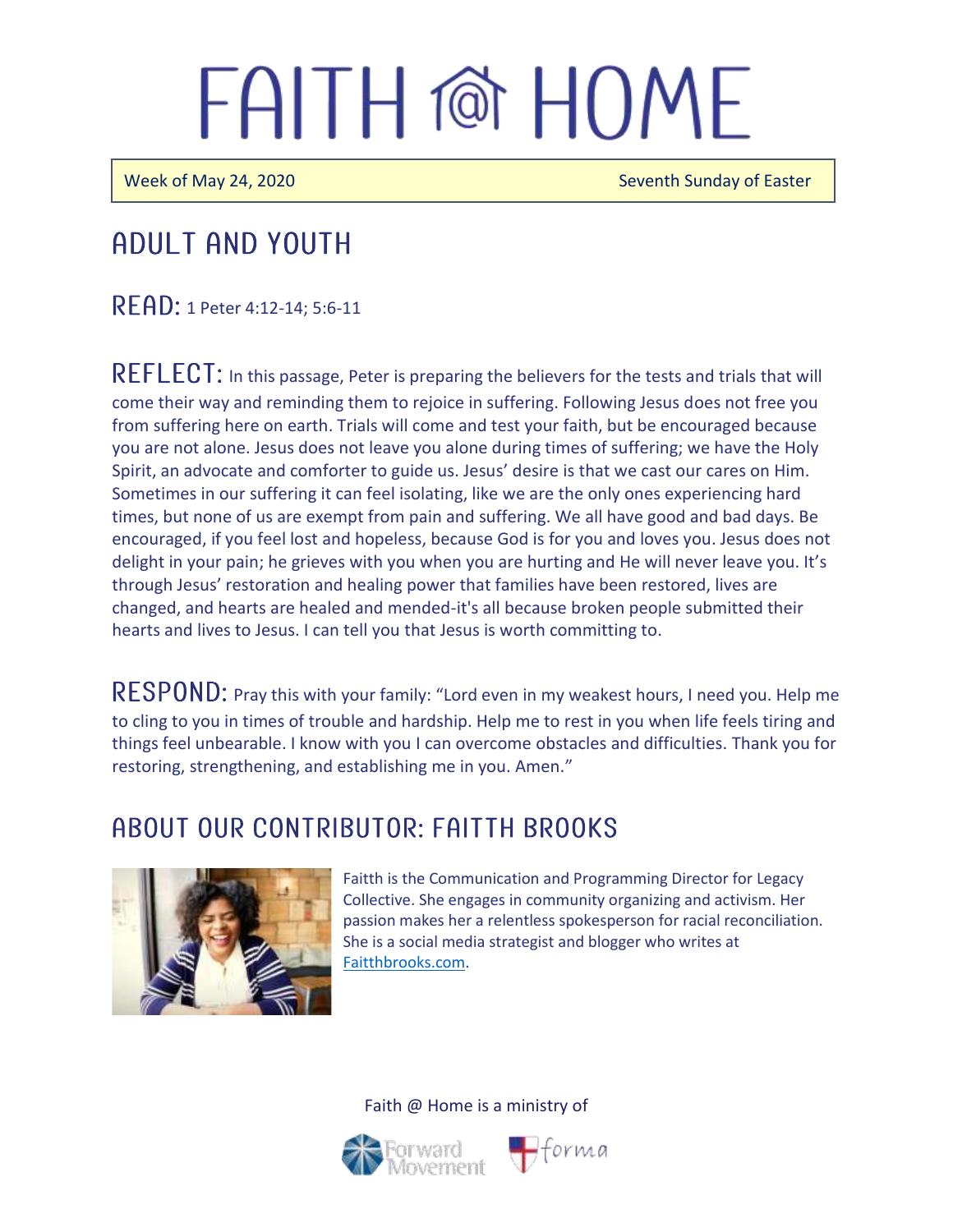# FAITH @ HOME

Week of May 24, 2020 Seventh Sunday of Easter

## ADULT AND YOUTH

**READ:** 1 Peter 4:12-14; 5:6-11

**REFLECT:** In this passage, Peter is preparing the believers for the tests and trials that will come their way and reminding them to rejoice in suffering. Following Jesus does not free you from suffering here on earth. Trials will come and test your faith, but be encouraged because you are not alone. Jesus does not leave you alone during times of suffering; we have the Holy Spirit, an advocate and comforter to guide us. Jesus' desire is that we cast our cares on Him. Sometimes in our suffering it can feel isolating, like we are the only ones experiencing hard times, but none of us are exempt from pain and suffering. We all have good and bad days. Be encouraged, if you feel lost and hopeless, because God is for you and loves you. Jesus does not delight in your pain; he grieves with you when you are hurting and He will never leave you. It's through Jesus' restoration and healing power that families have been restored, lives are changed, and hearts are healed and mended-it's all because broken people submitted their hearts and lives to Jesus. I can tell you that Jesus is worth committing to.

**RESPOND:** Pray this with your family: "Lord even in my weakest hours, I need you. Help me to cling to you in times of trouble and hardship. Help me to rest in you when life feels tiring and things feel unbearable. I know with you I can overcome obstacles and difficulties. Thank you for restoring, strengthening, and establishing me in you. Amen."

## ABOUT OUR CONTRIBUTOR: FAITTH BROOKS

Faith is the Communication and Programming Director for Legacy Collective. She engages in community organizing and activism. Her passion makes her a relentless spokesperson for racial reconciliation. She is a social media strategist and blogger who writes at Faitthbrooks.com.

Faith @ Home is a ministry of Forward Movement and forma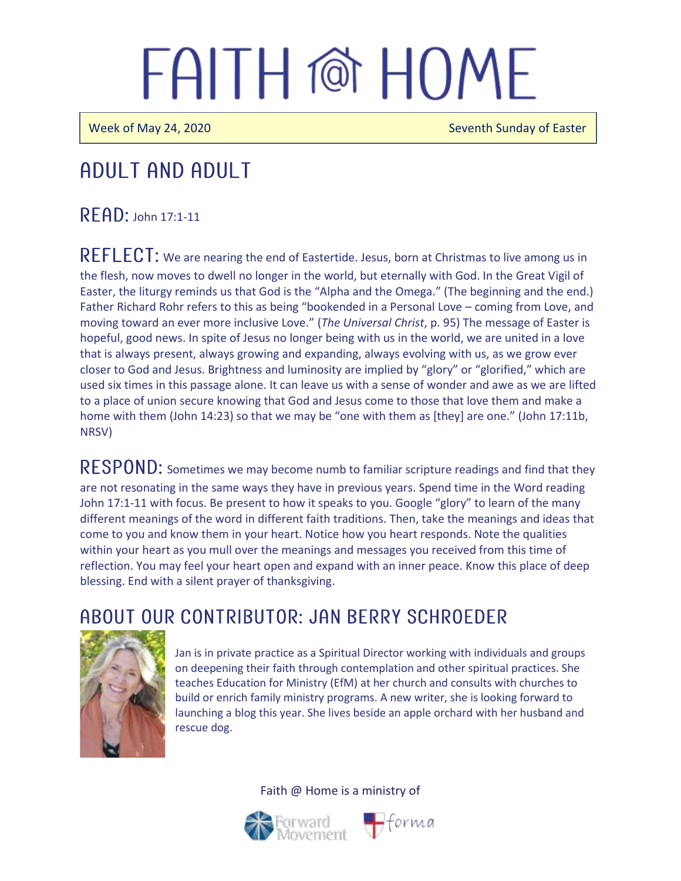# FAITH @ HOME

Week of May 24, 2020 Seventh Sunday of Easter

## ADULT AND ADULT

### READ: John 17:1-11

**REFLECT:** We are nearing the end of Eastertide. Jesus, born at Christmas to live among us in the flesh, now moves to dwell no longer in the world, but eternally with God. In the Great Vigil of Easter, the liturgy reminds us that God is the "Alpha and the Omega." (The beginning and the end.) Father Richard Rohr refers to this as being "bookended in a Personal Love – coming from Love, and moving toward an ever more inclusive Love." (*The Universal Christ*, p. 95) The message of Easter is hopeful, good news. In spite of Jesus no longer being with us in the world, we are united in a love that is always present, always growing and expanding, always evolving with us, as we grow ever closer to God and Jesus. Brightness and luminosity are implied by "glory" or "glorified," which are used six times in this passage alone. It can leave us with a sense of wonder and awe as we are lifted to a place of union secure knowing that God and Jesus come to those that love them and make a home with them (John 14:23) so that we may be "one with them as [they] are one." (John 17:11b, NRSV)

**RESPOND:** Sometimes we may become numb to familiar scripture readings and find that they are not resonating in the same ways they have in previous years. Spend time in the Word reading John 17:1-11 with focus. Be present to how it speaks to you. Google "glory" to learn of the many different meanings of the word in different faith traditions. Then, take the meanings and ideas that come to you and know them in your heart. Notice how you heart responds. Note the qualities within your heart as you mull over the meanings and messages you received from this time of reflection. You may feel your heart open and expand with an inner peace. Know this place of deep blessing. End with a silent prayer of thanksgiving.

## ABOUT OUR CONTRIBUTOR: JAN BERRY SCHROEDER

Jan is in private practice as a Spiritual Director working with individuals and groups on deepening their faith through contemplation and other spiritual practices. She teaches Education for Ministry (EfM) at her church and consults with churches to build or enrich family ministry programs. A new writer, she is looking forward to launching a blog this year. She lives beside an apple orchard with her husband and rescue dog.

Faith @ Home is a ministry of

Forward Movement forma